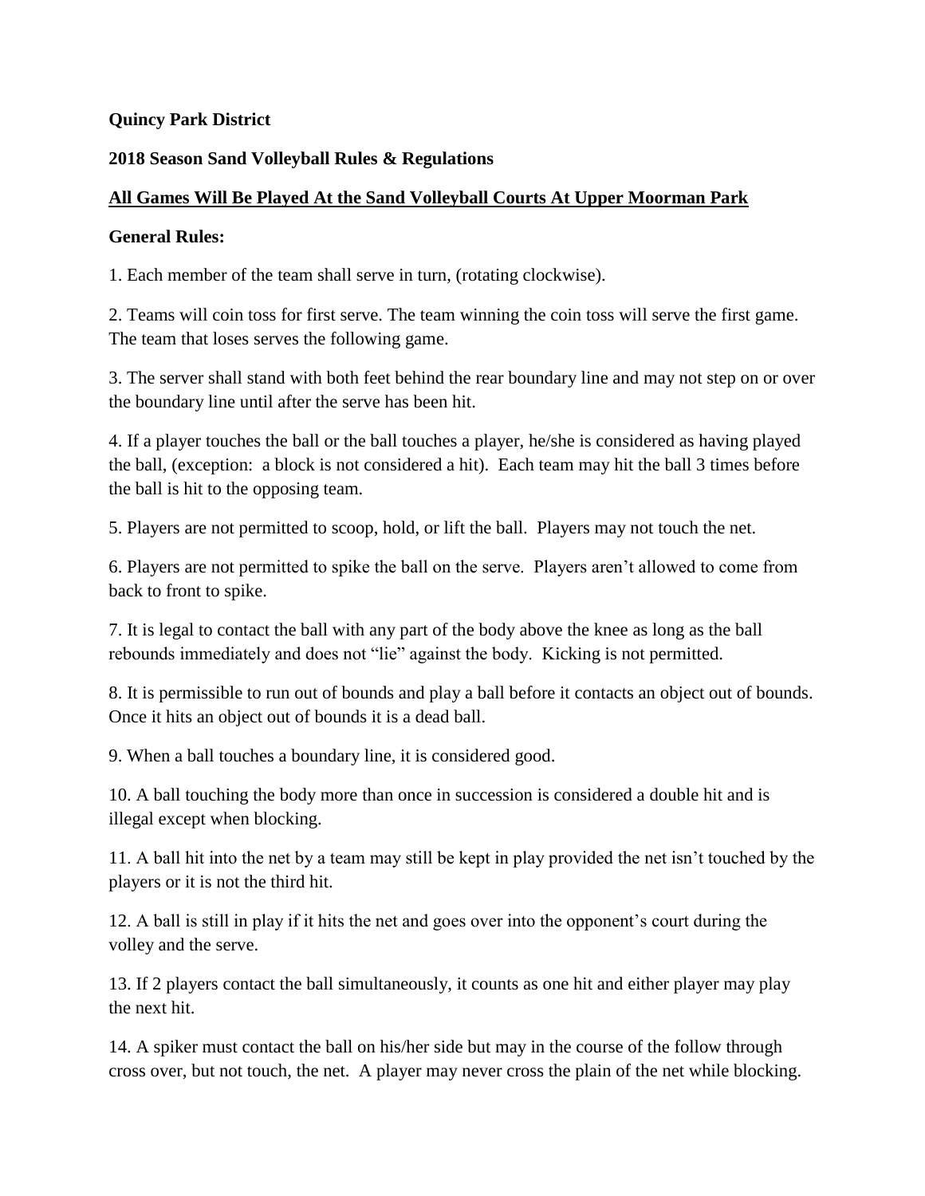**Quincy Park District**

**2018 Season Sand Volleyball Rules & Regulations**

**<u>All Games Will Be Played At the Sand Volleyball Courts At Upper Moorman Park</u>**

**General Rules:**

1. Each member of the team shall serve in turn, (rotating clockwise).

2. Teams will coin toss for first serve. The team winning the coin toss will serve the first game. The team that loses serves the following game.

3. The server shall stand with both feet behind the rear boundary line and may not step on or over the boundary line until after the serve has been hit.

4. If a player touches the ball or the ball touches a player, he/she is considered as having played the ball, (exception: a block is not considered a hit). Each team may hit the ball 3 times before the ball is hit to the opposing team.

5. Players are not permitted to scoop, hold, or lift the ball. Players may not touch the net.

6. Players are not permitted to spike the ball on the serve. Players aren't allowed to come from back to front to spike.

7. It is legal to contact the ball with any part of the body above the knee as long as the ball rebounds immediately and does not "lie" against the body. Kicking is not permitted.

8. It is permissible to run out of bounds and play a ball before it contacts an object out of bounds. Once it hits an object out of bounds it is a dead ball.

9. When a ball touches a boundary line, it is considered good.

10. A ball touching the body more than once in succession is considered a double hit and is illegal except when blocking.

11. A ball hit into the net by a team may still be kept in play provided the net isn't touched by the players or it is not the third hit.

12. A ball is still in play if it hits the net and goes over into the opponent's court during the volley and the serve.

13. If 2 players contact the ball simultaneously, it counts as one hit and either player may play the next hit.

14. A spiker must contact the ball on his/her side but may in the course of the follow through cross over, but not touch, the net. A player may never cross the plain of the net while blocking.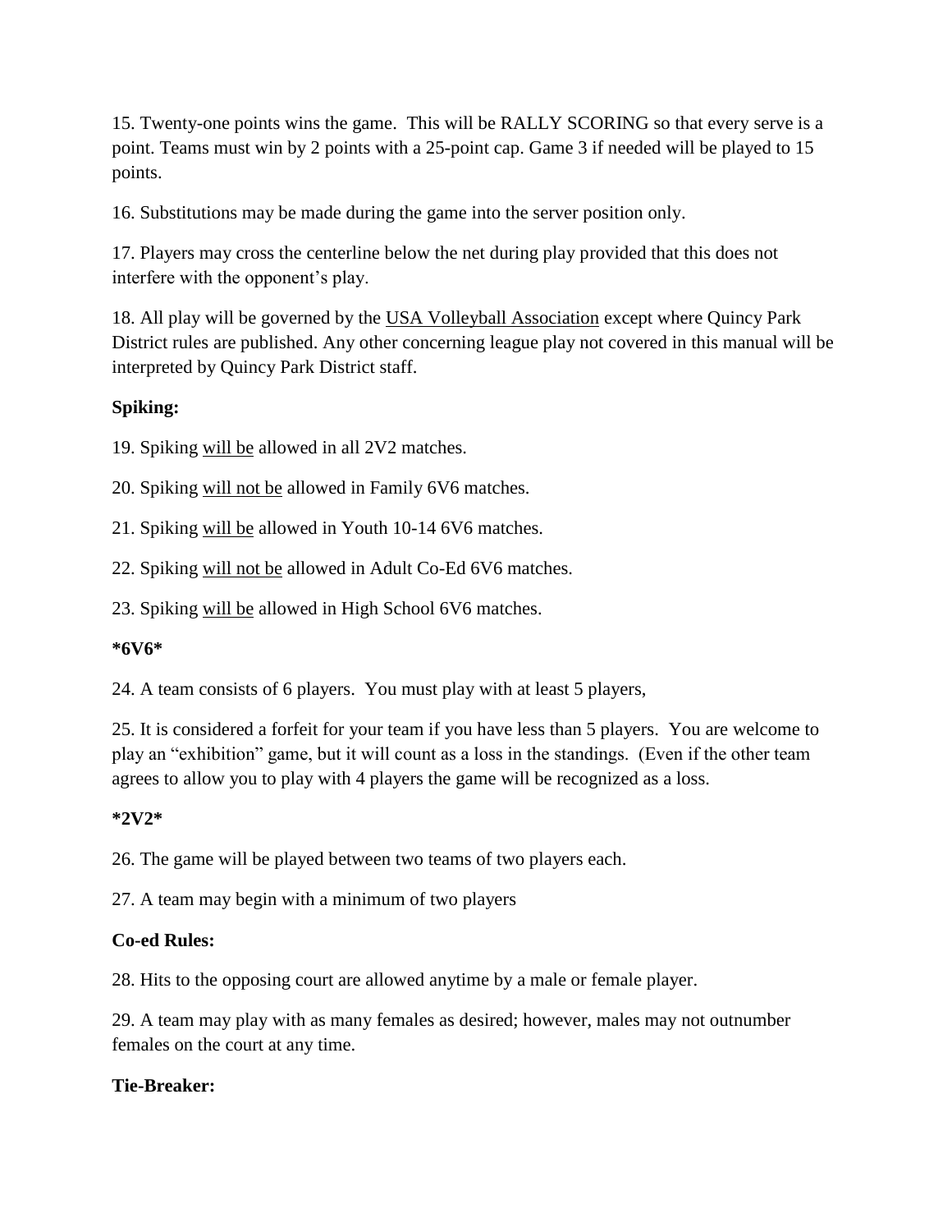15. Twenty-one points wins the game. This will be RALLY SCORING so that every serve is a point. Teams must win by 2 points with a 25-point cap. Game 3 if needed will be played to 15 points.

16. Substitutions may be made during the game into the server position only.

17. Players may cross the centerline below the net during play provided that this does not interfere with the opponent's play.

18. All play will be governed by the USA Volleyball Association except where Quincy Park District rules are published. Any other concerning league play not covered in this manual will be interpreted by Quincy Park District staff.

**Spiking:**

19. Spiking will be allowed in all 2V2 matches.

20. Spiking will not be allowed in Family 6V6 matches.

21. Spiking will be allowed in Youth 10-14 6V6 matches.

22. Spiking will not be allowed in Adult Co-Ed 6V6 matches.

23. Spiking will be allowed in High School 6V6 matches.

**\*6V6\***

24. A team consists of 6 players. You must play with at least 5 players,

25. It is considered a forfeit for your team if you have less than 5 players. You are welcome to play an "exhibition" game, but it will count as a loss in the standings. (Even if the other team agrees to allow you to play with 4 players the game will be recognized as a loss.

**\*2V2\***

26. The game will be played between two teams of two players each.

27. A team may begin with a minimum of two players

**Co-ed Rules:**

28. Hits to the opposing court are allowed anytime by a male or female player.

29. A team may play with as many females as desired; however, males may not outnumber females on the court at any time.

**Tie-Breaker:**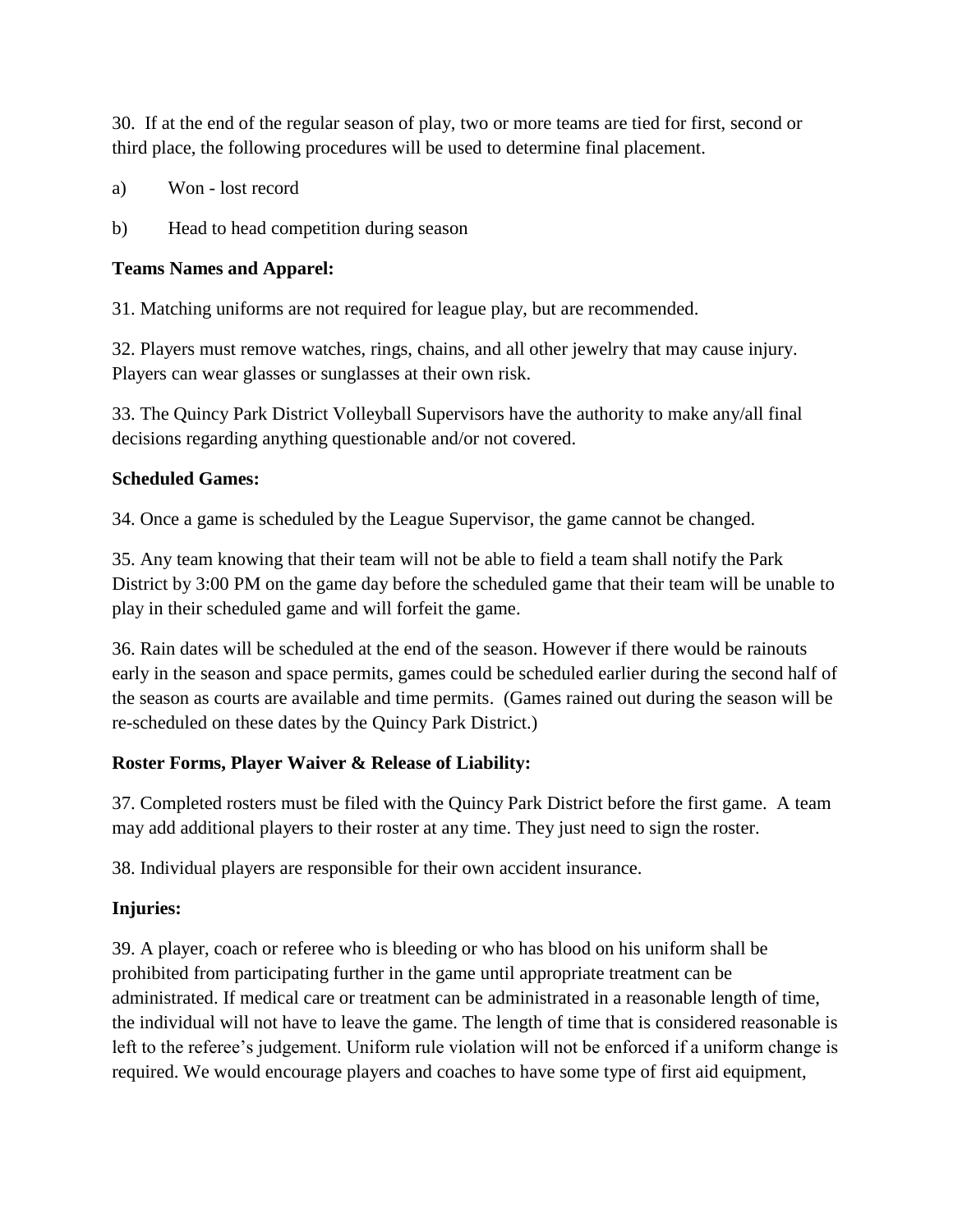30. If at the end of the regular season of play, two or more teams are tied for first, second or third place, the following procedures will be used to determine final placement.

a) Won - lost record

b) Head to head competition during season

**Teams Names and Apparel:**

31. Matching uniforms are not required for league play, but are recommended.

32. Players must remove watches, rings, chains, and all other jewelry that may cause injury. Players can wear glasses or sunglasses at their own risk.

33. The Quincy Park District Volleyball Supervisors have the authority to make any/all final decisions regarding anything questionable and/or not covered.

**Scheduled Games:**

34. Once a game is scheduled by the League Supervisor, the game cannot be changed.

35. Any team knowing that their team will not be able to field a team shall notify the Park District by 3:00 PM on the game day before the scheduled game that their team will be unable to play in their scheduled game and will forfeit the game.

36. Rain dates will be scheduled at the end of the season. However if there would be rainouts early in the season and space permits, games could be scheduled earlier during the second half of the season as courts are available and time permits. (Games rained out during the season will be re-scheduled on these dates by the Quincy Park District.)

**Roster Forms, Player Waiver & Release of Liability:**

37. Completed rosters must be filed with the Quincy Park District before the first game. A team may add additional players to their roster at any time. They just need to sign the roster.

38. Individual players are responsible for their own accident insurance.

**Injuries:**

39. A player, coach or referee who is bleeding or who has blood on his uniform shall be prohibited from participating further in the game until appropriate treatment can be administrated. If medical care or treatment can be administrated in a reasonable length of time, the individual will not have to leave the game. The length of time that is considered reasonable is left to the referee's judgement. Uniform rule violation will not be enforced if a uniform change is required. We would encourage players and coaches to have some type of first aid equipment,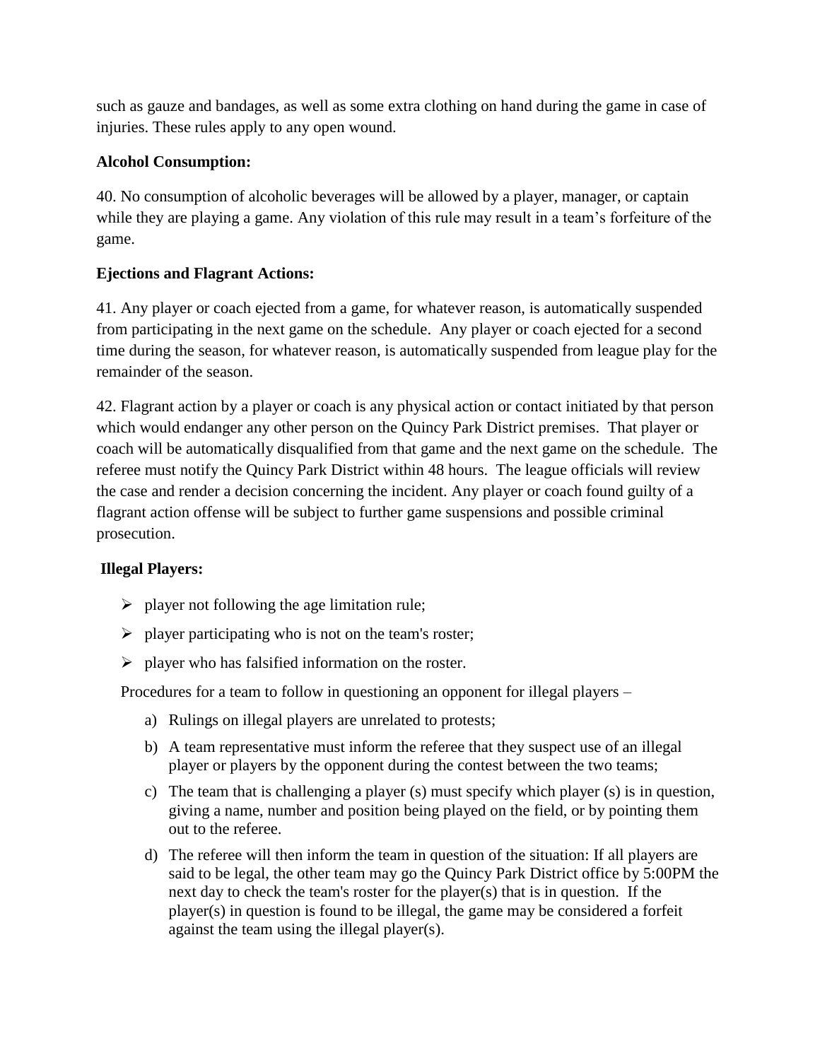such as gauze and bandages, as well as some extra clothing on hand during the game in case of injuries. These rules apply to any open wound.

**Alcohol Consumption:**

40. No consumption of alcoholic beverages will be allowed by a player, manager, or captain while they are playing a game. Any violation of this rule may result in a team's forfeiture of the game.

**Ejections and Flagrant Actions:**

41. Any player or coach ejected from a game, for whatever reason, is automatically suspended from participating in the next game on the schedule. Any player or coach ejected for a second time during the season, for whatever reason, is automatically suspended from league play for the remainder of the season.

42. Flagrant action by a player or coach is any physical action or contact initiated by that person which would endanger any other person on the Quincy Park District premises. That player or coach will be automatically disqualified from that game and the next game on the schedule. The referee must notify the Quincy Park District within 48 hours. The league officials will review the case and render a decision concerning the incident. Any player or coach found guilty of a flagrant action offense will be subject to further game suspensions and possible criminal prosecution.

**Illegal Players:**

- player not following the age limitation rule;
- player participating who is not on the team's roster;
- player who has falsified information on the roster.

Procedures for a team to follow in questioning an opponent for illegal players –

a) Rulings on illegal players are unrelated to protests;

b) A team representative must inform the referee that they suspect use of an illegal player or players by the opponent during the contest between the two teams;

c) The team that is challenging a player (s) must specify which player (s) is in question, giving a name, number and position being played on the field, or by pointing them out to the referee.

d) The referee will then inform the team in question of the situation: If all players are said to be legal, the other team may go the Quincy Park District office by 5:00PM the next day to check the team's roster for the player(s) that is in question. If the player(s) in question is found to be illegal, the game may be considered a forfeit against the team using the illegal player(s).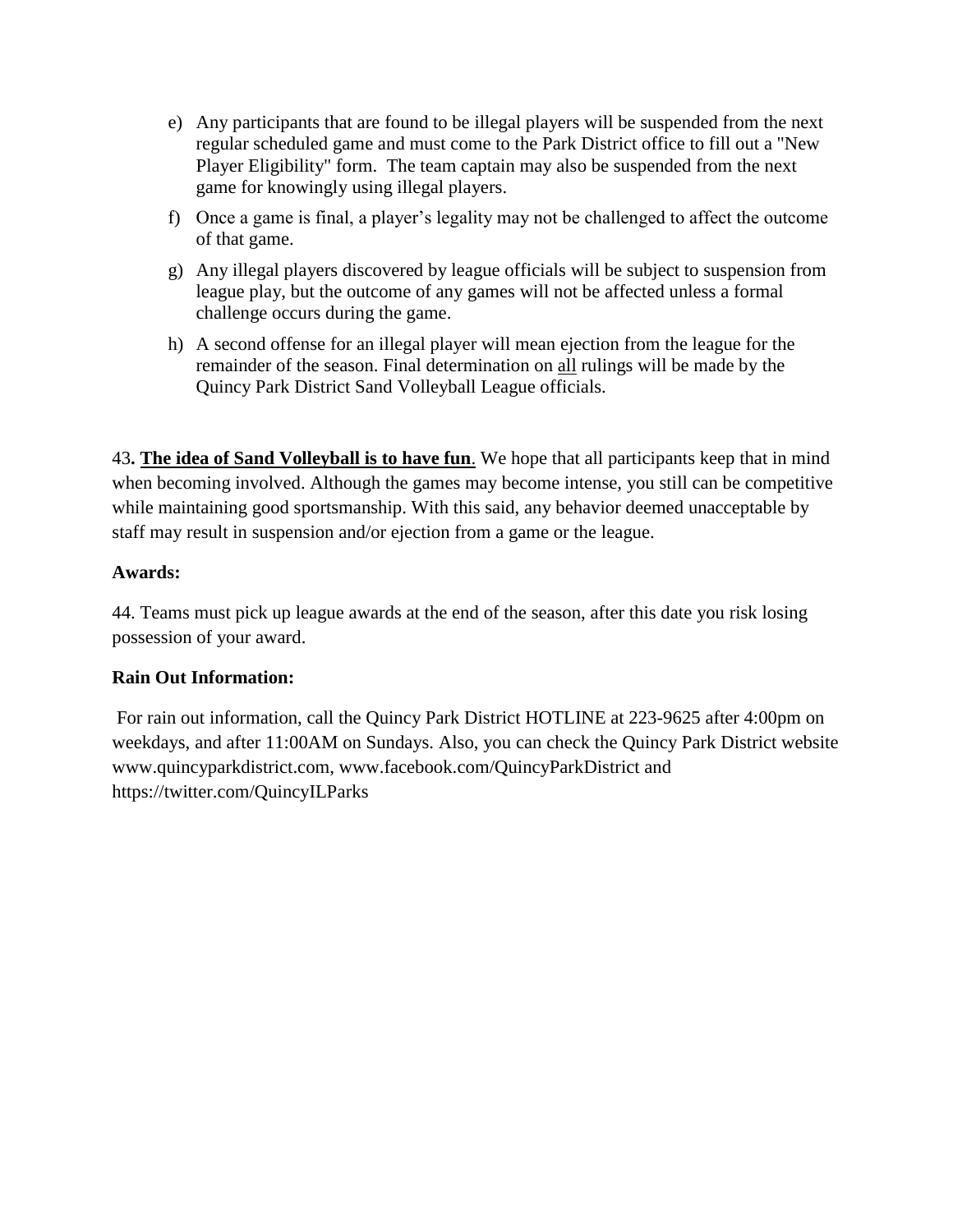e) Any participants that are found to be illegal players will be suspended from the next regular scheduled game and must come to the Park District office to fill out a "New Player Eligibility" form. The team captain may also be suspended from the next game for knowingly using illegal players.

f) Once a game is final, a player's legality may not be challenged to affect the outcome of that game.

g) Any illegal players discovered by league officials will be subject to suspension from league play, but the outcome of any games will not be affected unless a formal challenge occurs during the game.

h) A second offense for an illegal player will mean ejection from the league for the remainder of the season. Final determination on <u>all</u> rulings will be made by the Quincy Park District Sand Volleyball League officials.

43**. <u>The idea of Sand Volleyball is to have fun</u>**. We hope that all participants keep that in mind when becoming involved. Although the games may become intense, you still can be competitive while maintaining good sportsmanship. With this said, any behavior deemed unacceptable by staff may result in suspension and/or ejection from a game or the league.

**Awards:**

44. Teams must pick up league awards at the end of the season, after this date you risk losing possession of your award.

**Rain Out Information:**

For rain out information, call the Quincy Park District HOTLINE at 223-9625 after 4:00pm on weekdays, and after 11:00AM on Sundays. Also, you can check the Quincy Park District website www.quincyparkdistrict.com, www.facebook.com/QuincyParkDistrict and https://twitter.com/QuincyILParks